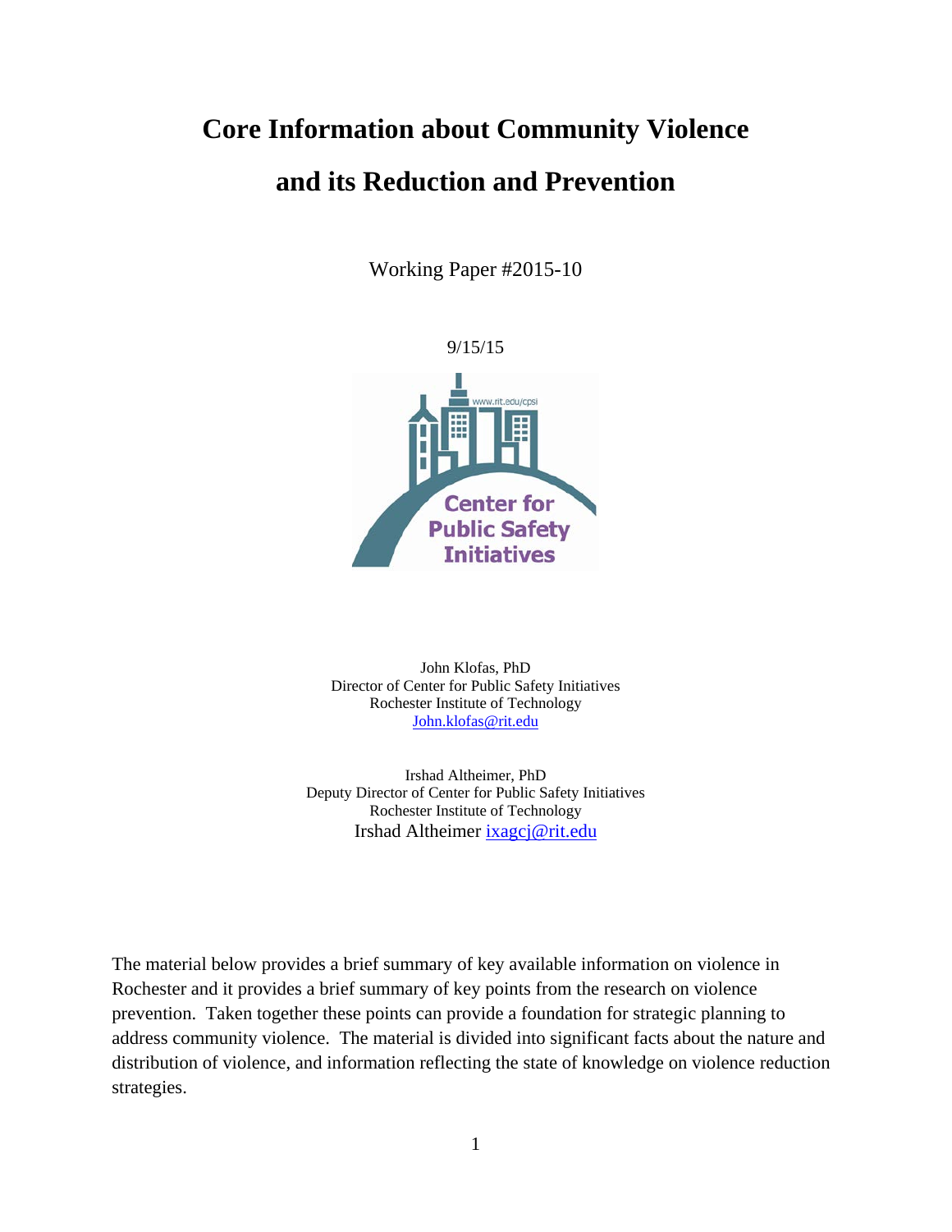# Core Information about Community Violence and its Reduction and Prevention

Working Paper #2015-10

9/15/15

John Klofas, PhD
Director of Center for Public Safety Initiatives
Rochester Institute of Technology
John.klofas@rit.edu

Irshad Altheimer, PhD
Deputy Director of Center for Public Safety Initiatives
Rochester Institute of Technology
Irshad Altheimer ixagcj@rit.edu

The material below provides a brief summary of key available information on violence in Rochester and it provides a brief summary of key points from the research on violence prevention. Taken together these points can provide a foundation for strategic planning to address community violence. The material is divided into significant facts about the nature and distribution of violence, and information reflecting the state of knowledge on violence reduction strategies.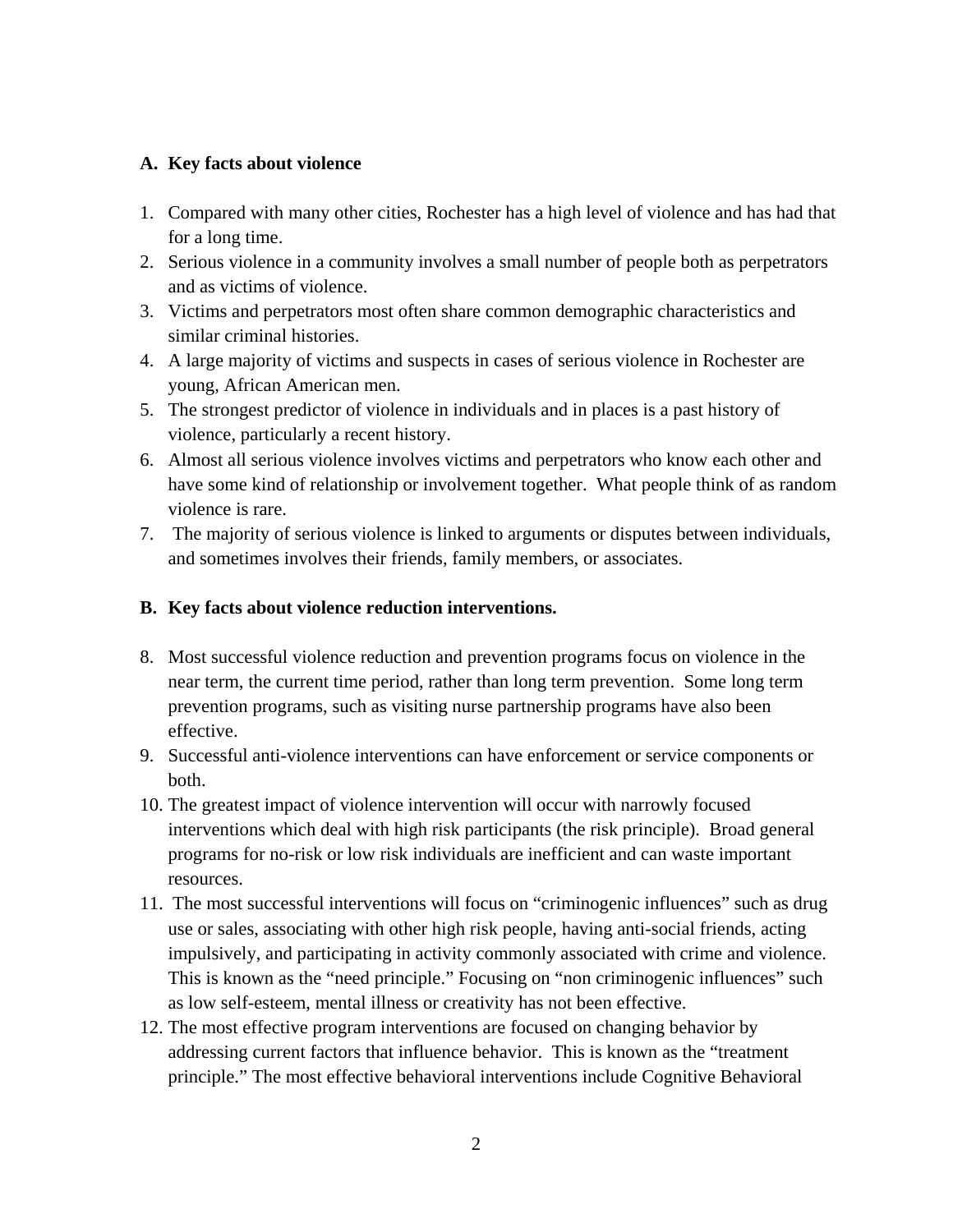## A. Key facts about violence

1. Compared with many other cities, Rochester has a high level of violence and has had that for a long time.
2. Serious violence in a community involves a small number of people both as perpetrators and as victims of violence.
3. Victims and perpetrators most often share common demographic characteristics and similar criminal histories.
4. A large majority of victims and suspects in cases of serious violence in Rochester are young, African American men.
5. The strongest predictor of violence in individuals and in places is a past history of violence, particularly a recent history.
6. Almost all serious violence involves victims and perpetrators who know each other and have some kind of relationship or involvement together. What people think of as random violence is rare.
7. The majority of serious violence is linked to arguments or disputes between individuals, and sometimes involves their friends, family members, or associates.

## B. Key facts about violence reduction interventions.

8. Most successful violence reduction and prevention programs focus on violence in the near term, the current time period, rather than long term prevention. Some long term prevention programs, such as visiting nurse partnership programs have also been effective.
9. Successful anti-violence interventions can have enforcement or service components or both.
10. The greatest impact of violence intervention will occur with narrowly focused interventions which deal with high risk participants (the risk principle). Broad general programs for no-risk or low risk individuals are inefficient and can waste important resources.
11. The most successful interventions will focus on "criminogenic influences" such as drug use or sales, associating with other high risk people, having anti-social friends, acting impulsively, and participating in activity commonly associated with crime and violence. This is known as the "need principle." Focusing on "non criminogenic influences" such as low self-esteem, mental illness or creativity has not been effective.
12. The most effective program interventions are focused on changing behavior by addressing current factors that influence behavior. This is known as the "treatment principle." The most effective behavioral interventions include Cognitive Behavioral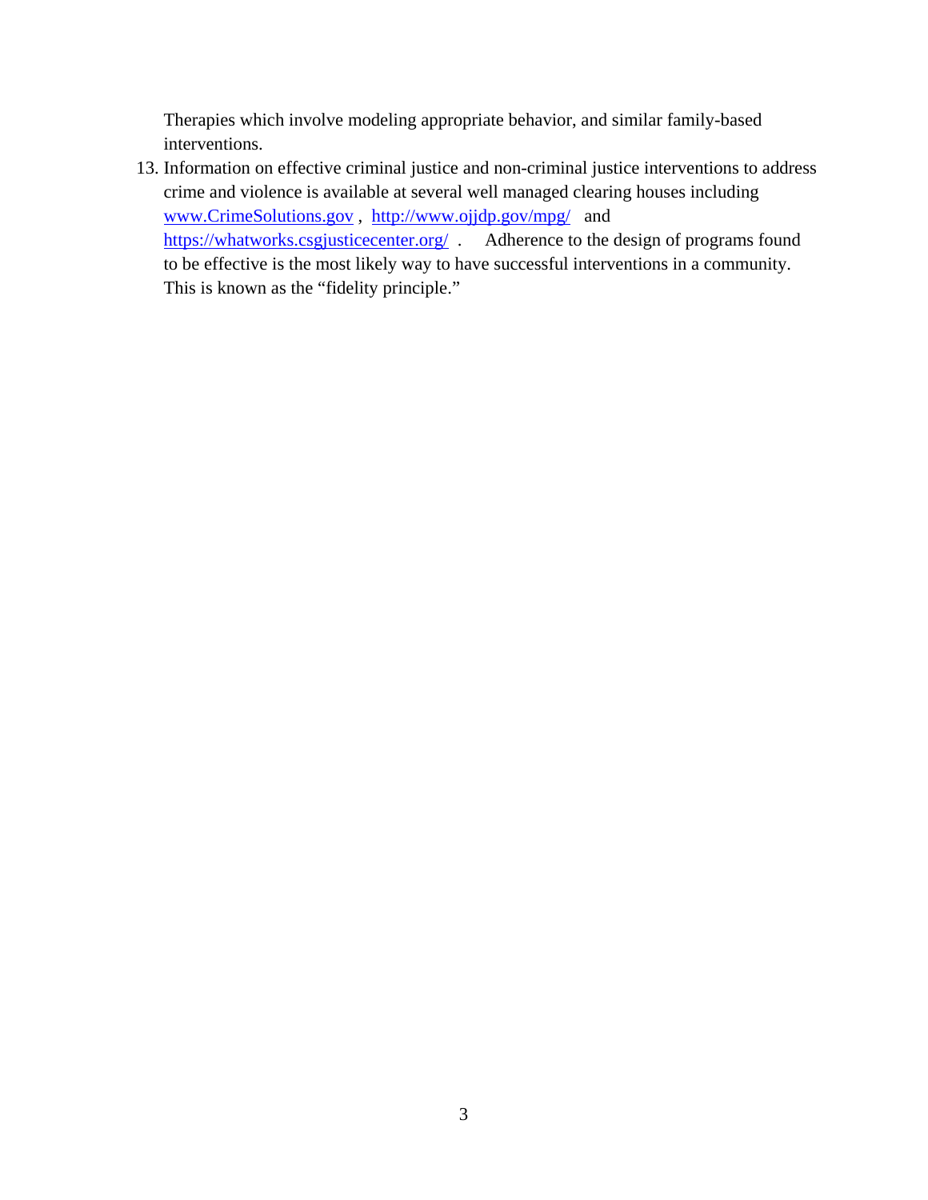Therapies which involve modeling appropriate behavior, and similar family-based interventions.

13. Information on effective criminal justice and non-criminal justice interventions to address crime and violence is available at several well managed clearing houses including [www.CrimeSolutions.gov](www.CrimeSolutions.gov) , [http://www.ojjdp.gov/mpg/](http://www.ojjdp.gov/mpg/) and [https://whatworks.csgjusticecenter.org/](https://whatworks.csgjusticecenter.org/) . Adherence to the design of programs found to be effective is the most likely way to have successful interventions in a community. This is known as the "fidelity principle."